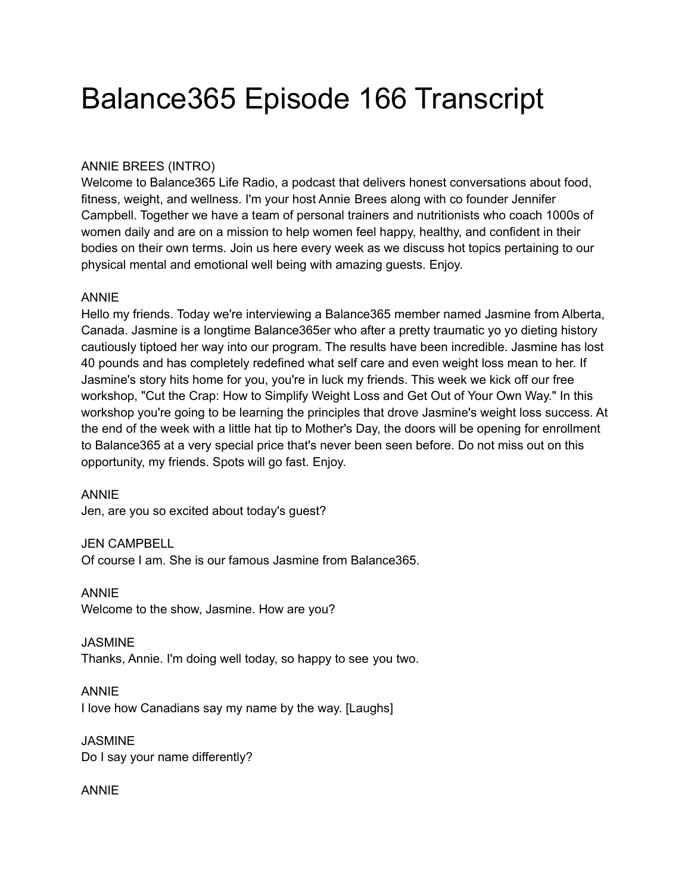# Balance365 Episode 166 Transcript

ANNIE BREES (INTRO)
Welcome to Balance365 Life Radio, a podcast that delivers honest conversations about food, fitness, weight, and wellness. I'm your host Annie Brees along with co founder Jennifer Campbell. Together we have a team of personal trainers and nutritionists who coach 1000s of women daily and are on a mission to help women feel happy, healthy, and confident in their bodies on their own terms. Join us here every week as we discuss hot topics pertaining to our physical mental and emotional well being with amazing guests. Enjoy.

ANNIE
Hello my friends. Today we're interviewing a Balance365 member named Jasmine from Alberta, Canada. Jasmine is a longtime Balance365er who after a pretty traumatic yo yo dieting history cautiously tiptoed her way into our program. The results have been incredible. Jasmine has lost 40 pounds and has completely redefined what self care and even weight loss mean to her. If Jasmine's story hits home for you, you're in luck my friends. This week we kick off our free workshop, "Cut the Crap: How to Simplify Weight Loss and Get Out of Your Own Way." In this workshop you're going to be learning the principles that drove Jasmine's weight loss success. At the end of the week with a little hat tip to Mother's Day, the doors will be opening for enrollment to Balance365 at a very special price that's never been seen before. Do not miss out on this opportunity, my friends. Spots will go fast. Enjoy.

ANNIE
Jen, are you so excited about today's guest?

JEN CAMPBELL
Of course I am. She is our famous Jasmine from Balance365.

ANNIE
Welcome to the show, Jasmine. How are you?

JASMINE
Thanks, Annie. I'm doing well today, so happy to see you two.

ANNIE
I love how Canadians say my name by the way. [Laughs]

JASMINE
Do I say your name differently?

ANNIE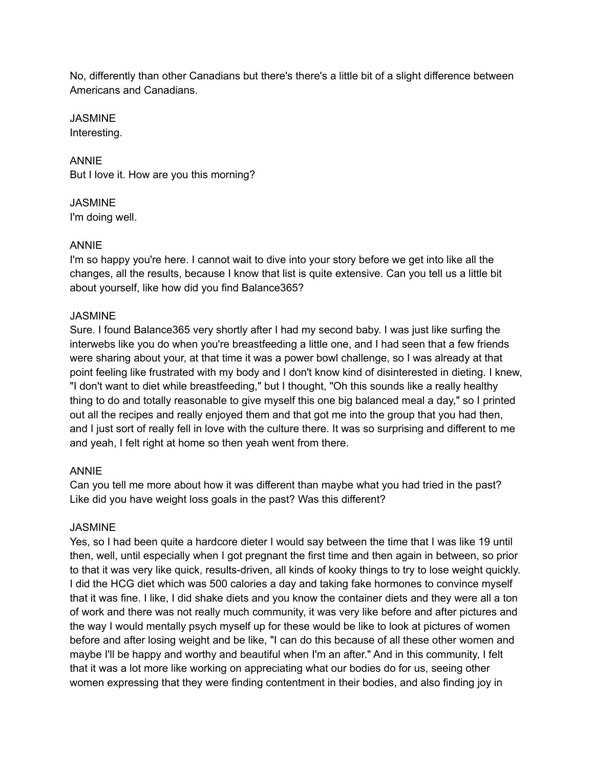No, differently than other Canadians but there's there's a little bit of a slight difference between Americans and Canadians.

JASMINE
Interesting.

ANNIE
But I love it. How are you this morning?

JASMINE
I'm doing well.

ANNIE
I'm so happy you're here. I cannot wait to dive into your story before we get into like all the changes, all the results, because I know that list is quite extensive. Can you tell us a little bit about yourself, like how did you find Balance365?

JASMINE
Sure. I found Balance365 very shortly after I had my second baby. I was just like surfing the interwebs like you do when you're breastfeeding a little one, and I had seen that a few friends were sharing about your, at that time it was a power bowl challenge, so I was already at that point feeling like frustrated with my body and I don't know kind of disinterested in dieting. I knew, "I don't want to diet while breastfeeding," but I thought, "Oh this sounds like a really healthy thing to do and totally reasonable to give myself this one big balanced meal a day," so I printed out all the recipes and really enjoyed them and that got me into the group that you had then, and I just sort of really fell in love with the culture there. It was so surprising and different to me and yeah, I felt right at home so then yeah went from there.

ANNIE
Can you tell me more about how it was different than maybe what you had tried in the past? Like did you have weight loss goals in the past? Was this different?

JASMINE
Yes, so I had been quite a hardcore dieter I would say between the time that I was like 19 until then, well, until especially when I got pregnant the first time and then again in between, so prior to that it was very like quick, results-driven, all kinds of kooky things to try to lose weight quickly. I did the HCG diet which was 500 calories a day and taking fake hormones to convince myself that it was fine. I like, I did shake diets and you know the container diets and they were all a ton of work and there was not really much community, it was very like before and after pictures and the way I would mentally psych myself up for these would be like to look at pictures of women before and after losing weight and be like, "I can do this because of all these other women and maybe I'll be happy and worthy and beautiful when I'm an after." And in this community, I felt that it was a lot more like working on appreciating what our bodies do for us, seeing other women expressing that they were finding contentment in their bodies, and also finding joy in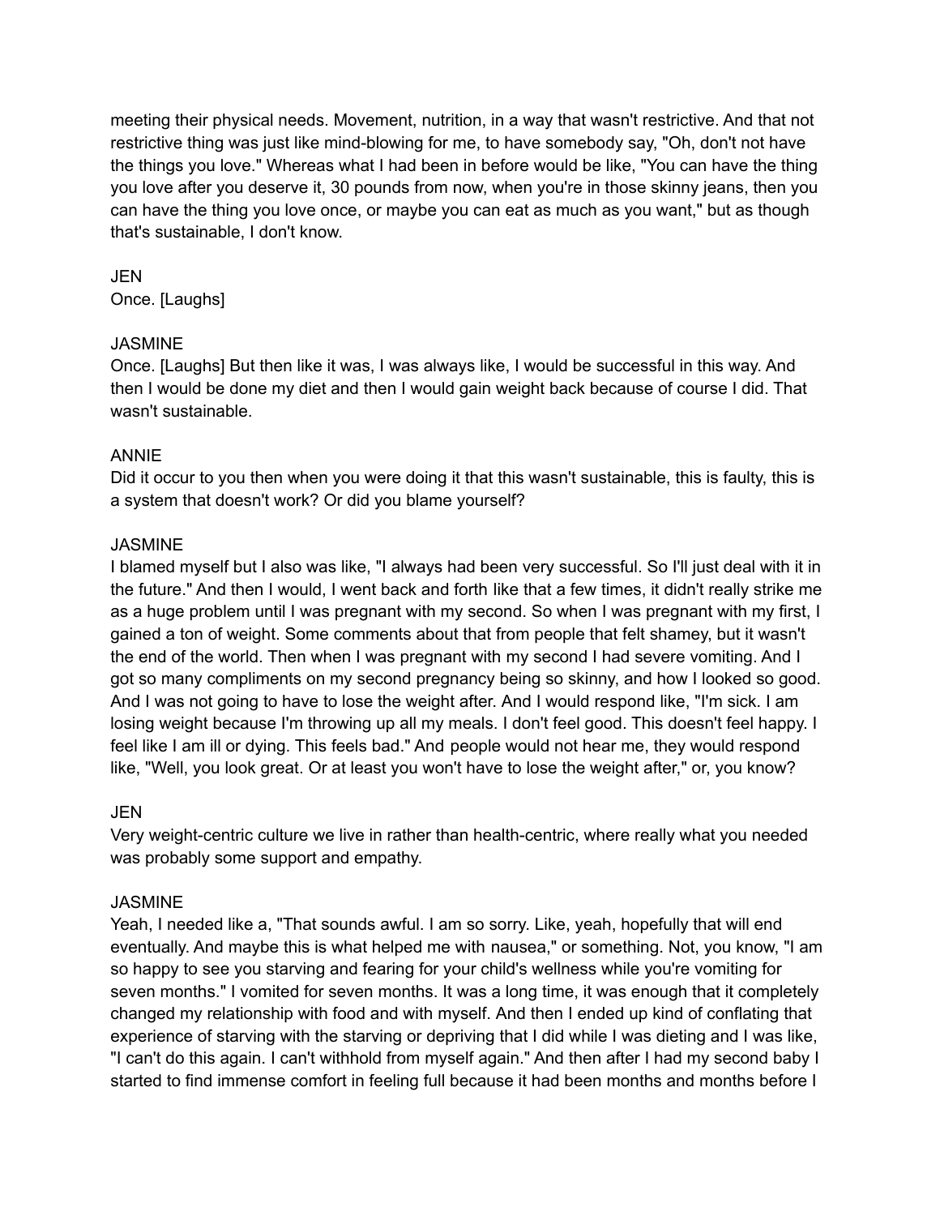meeting their physical needs. Movement, nutrition, in a way that wasn't restrictive. And that not restrictive thing was just like mind-blowing for me, to have somebody say, "Oh, don't not have the things you love." Whereas what I had been in before would be like, "You can have the thing you love after you deserve it, 30 pounds from now, when you're in those skinny jeans, then you can have the thing you love once, or maybe you can eat as much as you want," but as though that's sustainable, I don't know.

JEN
Once. [Laughs]

JASMINE
Once. [Laughs] But then like it was, I was always like, I would be successful in this way. And then I would be done my diet and then I would gain weight back because of course I did. That wasn't sustainable.

ANNIE
Did it occur to you then when you were doing it that this wasn't sustainable, this is faulty, this is a system that doesn't work? Or did you blame yourself?

JASMINE
I blamed myself but I also was like, "I always had been very successful. So I'll just deal with it in the future." And then I would, I went back and forth like that a few times, it didn't really strike me as a huge problem until I was pregnant with my second. So when I was pregnant with my first, I gained a ton of weight. Some comments about that from people that felt shamey, but it wasn't the end of the world. Then when I was pregnant with my second I had severe vomiting. And I got so many compliments on my second pregnancy being so skinny, and how I looked so good. And I was not going to have to lose the weight after. And I would respond like, "I'm sick. I am losing weight because I'm throwing up all my meals. I don't feel good. This doesn't feel happy. I feel like I am ill or dying. This feels bad." And people would not hear me, they would respond like, "Well, you look great. Or at least you won't have to lose the weight after," or, you know?

JEN
Very weight-centric culture we live in rather than health-centric, where really what you needed was probably some support and empathy.

JASMINE
Yeah, I needed like a, "That sounds awful. I am so sorry. Like, yeah, hopefully that will end eventually. And maybe this is what helped me with nausea," or something. Not, you know, "I am so happy to see you starving and fearing for your child's wellness while you're vomiting for seven months." I vomited for seven months. It was a long time, it was enough that it completely changed my relationship with food and with myself. And then I ended up kind of conflating that experience of starving with the starving or depriving that I did while I was dieting and I was like, "I can't do this again. I can't withhold from myself again." And then after I had my second baby I started to find immense comfort in feeling full because it had been months and months before I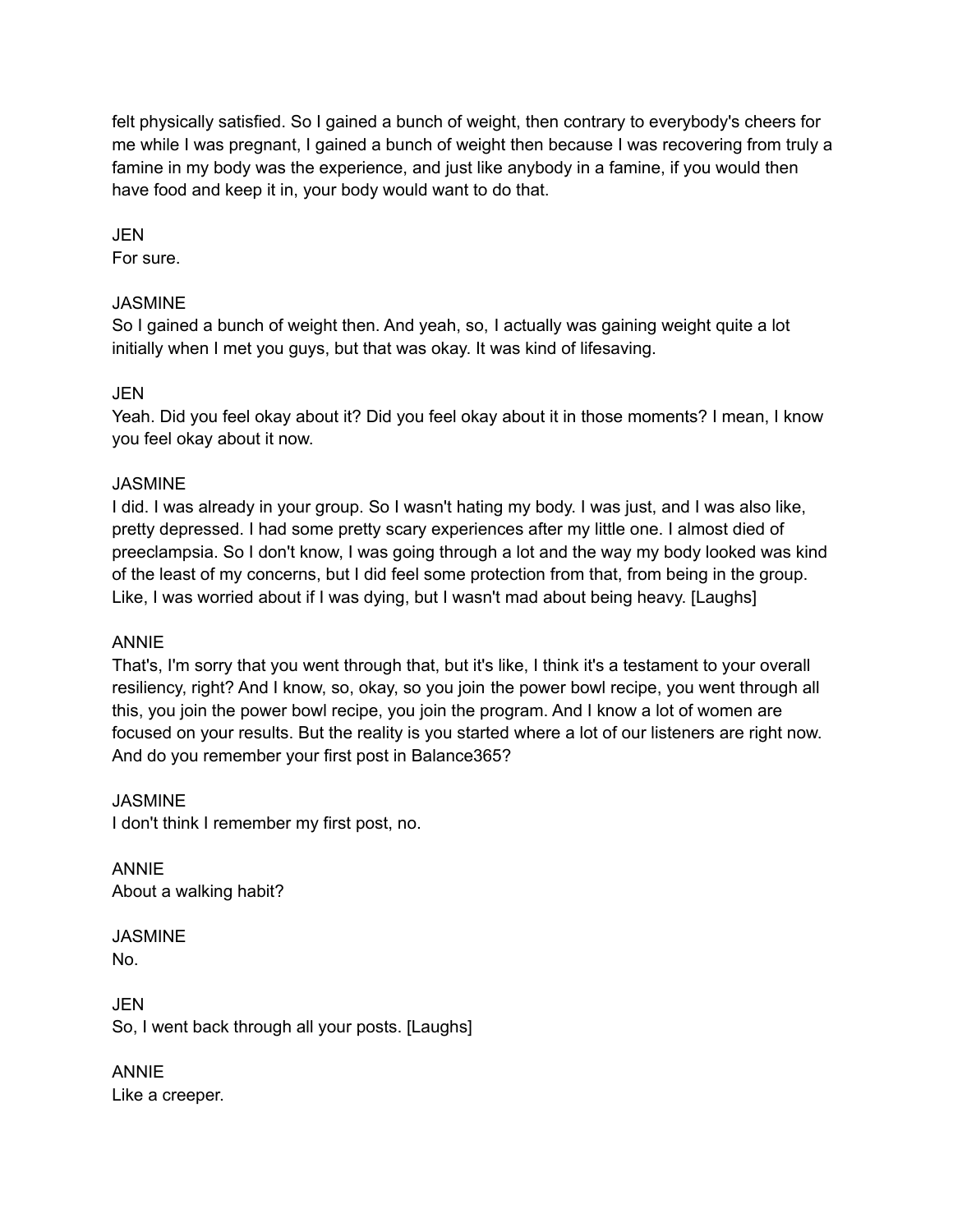felt physically satisfied. So I gained a bunch of weight, then contrary to everybody's cheers for me while I was pregnant, I gained a bunch of weight then because I was recovering from truly a famine in my body was the experience, and just like anybody in a famine, if you would then have food and keep it in, your body would want to do that.

JEN
For sure.

JASMINE
So I gained a bunch of weight then. And yeah, so, I actually was gaining weight quite a lot initially when I met you guys, but that was okay. It was kind of lifesaving.

JEN
Yeah. Did you feel okay about it? Did you feel okay about it in those moments? I mean, I know you feel okay about it now.

JASMINE
I did. I was already in your group. So I wasn't hating my body. I was just, and I was also like, pretty depressed. I had some pretty scary experiences after my little one. I almost died of preeclampsia. So I don't know, I was going through a lot and the way my body looked was kind of the least of my concerns, but I did feel some protection from that, from being in the group. Like, I was worried about if I was dying, but I wasn't mad about being heavy. [Laughs]

ANNIE
That's, I'm sorry that you went through that, but it's like, I think it's a testament to your overall resiliency, right? And I know, so, okay, so you join the power bowl recipe, you went through all this, you join the power bowl recipe, you join the program. And I know a lot of women are focused on your results. But the reality is you started where a lot of our listeners are right now. And do you remember your first post in Balance365?

JASMINE
I don't think I remember my first post, no.

ANNIE
About a walking habit?

JASMINE
No.

JEN
So, I went back through all your posts. [Laughs]

ANNIE
Like a creeper.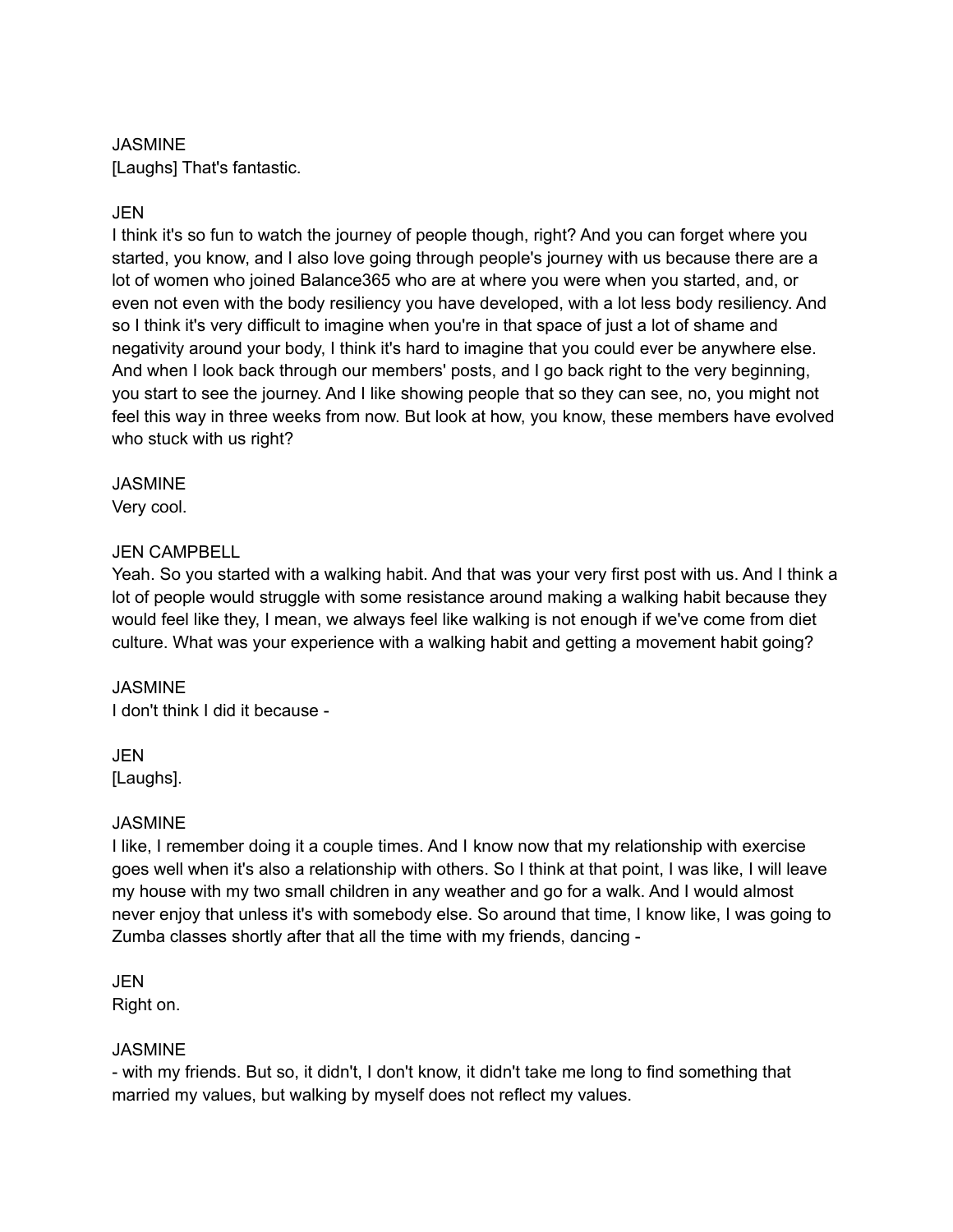JASMINE
[Laughs] That's fantastic.

JEN
I think it's so fun to watch the journey of people though, right? And you can forget where you started, you know, and I also love going through people's journey with us because there are a lot of women who joined Balance365 who are at where you were when you started, and, or even not even with the body resiliency you have developed, with a lot less body resiliency. And so I think it's very difficult to imagine when you're in that space of just a lot of shame and negativity around your body, I think it's hard to imagine that you could ever be anywhere else. And when I look back through our members' posts, and I go back right to the very beginning, you start to see the journey. And I like showing people that so they can see, no, you might not feel this way in three weeks from now. But look at how, you know, these members have evolved who stuck with us right?

JASMINE
Very cool.

JEN CAMPBELL
Yeah. So you started with a walking habit. And that was your very first post with us. And I think a lot of people would struggle with some resistance around making a walking habit because they would feel like they, I mean, we always feel like walking is not enough if we've come from diet culture. What was your experience with a walking habit and getting a movement habit going?

JASMINE
I don't think I did it because -

JEN
[Laughs].

JASMINE
I like, I remember doing it a couple times. And I know now that my relationship with exercise goes well when it's also a relationship with others. So I think at that point, I was like, I will leave my house with my two small children in any weather and go for a walk. And I would almost never enjoy that unless it's with somebody else. So around that time, I know like, I was going to Zumba classes shortly after that all the time with my friends, dancing -

JEN
Right on.

JASMINE
- with my friends. But so, it didn't, I don't know, it didn't take me long to find something that married my values, but walking by myself does not reflect my values.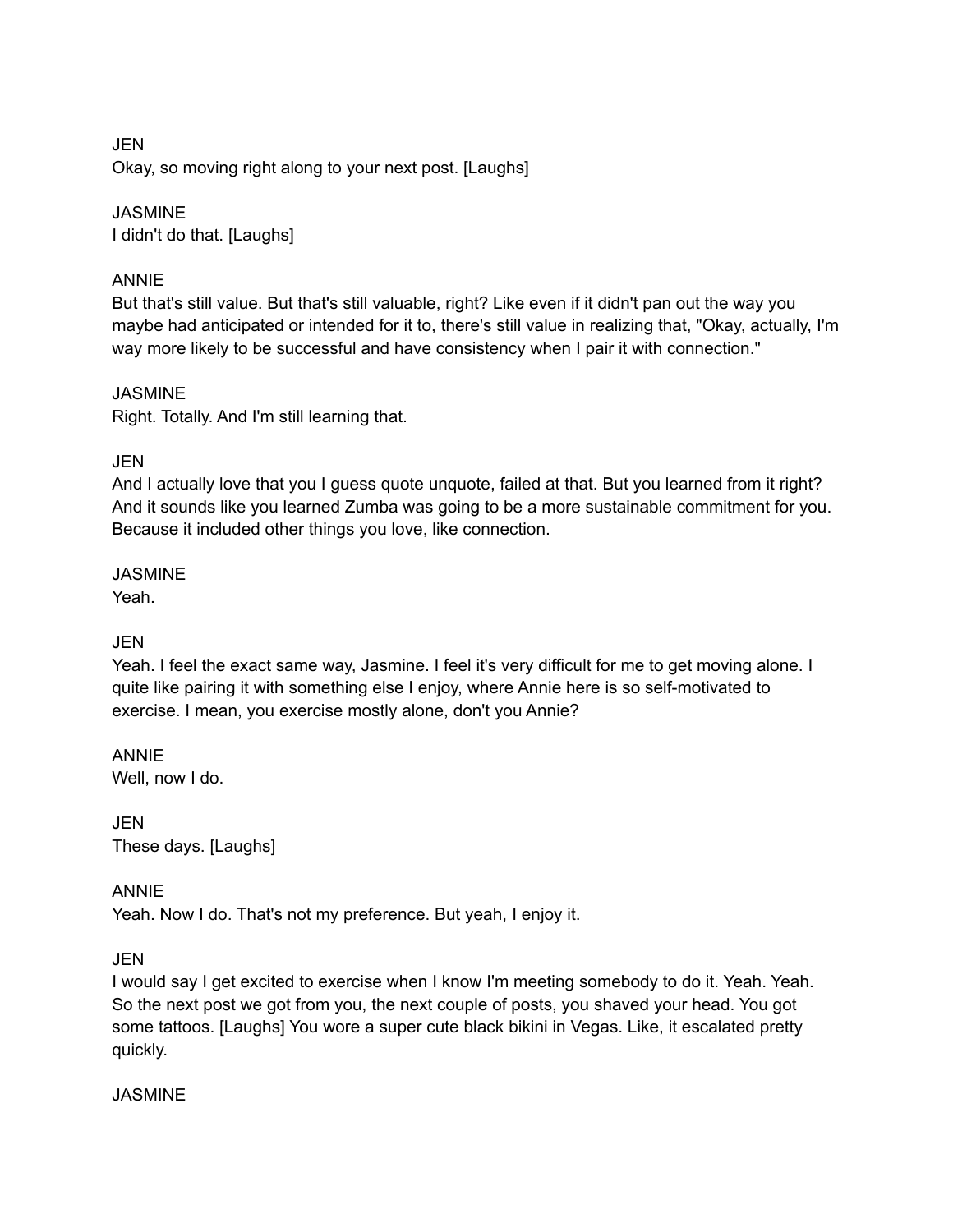JEN
Okay, so moving right along to your next post. [Laughs]

JASMINE
I didn't do that. [Laughs]

ANNIE
But that's still value. But that's still valuable, right? Like even if it didn't pan out the way you maybe had anticipated or intended for it to, there's still value in realizing that, "Okay, actually, I'm way more likely to be successful and have consistency when I pair it with connection."

JASMINE
Right. Totally. And I'm still learning that.

JEN
And I actually love that you I guess quote unquote, failed at that. But you learned from it right? And it sounds like you learned Zumba was going to be a more sustainable commitment for you. Because it included other things you love, like connection.

JASMINE
Yeah.

JEN
Yeah. I feel the exact same way, Jasmine. I feel it's very difficult for me to get moving alone. I quite like pairing it with something else I enjoy, where Annie here is so self-motivated to exercise. I mean, you exercise mostly alone, don't you Annie?

ANNIE
Well, now I do.

JEN
These days. [Laughs]

ANNIE
Yeah. Now I do. That's not my preference. But yeah, I enjoy it.

JEN
I would say I get excited to exercise when I know I'm meeting somebody to do it. Yeah. Yeah. So the next post we got from you, the next couple of posts, you shaved your head. You got some tattoos. [Laughs] You wore a super cute black bikini in Vegas. Like, it escalated pretty quickly.

JASMINE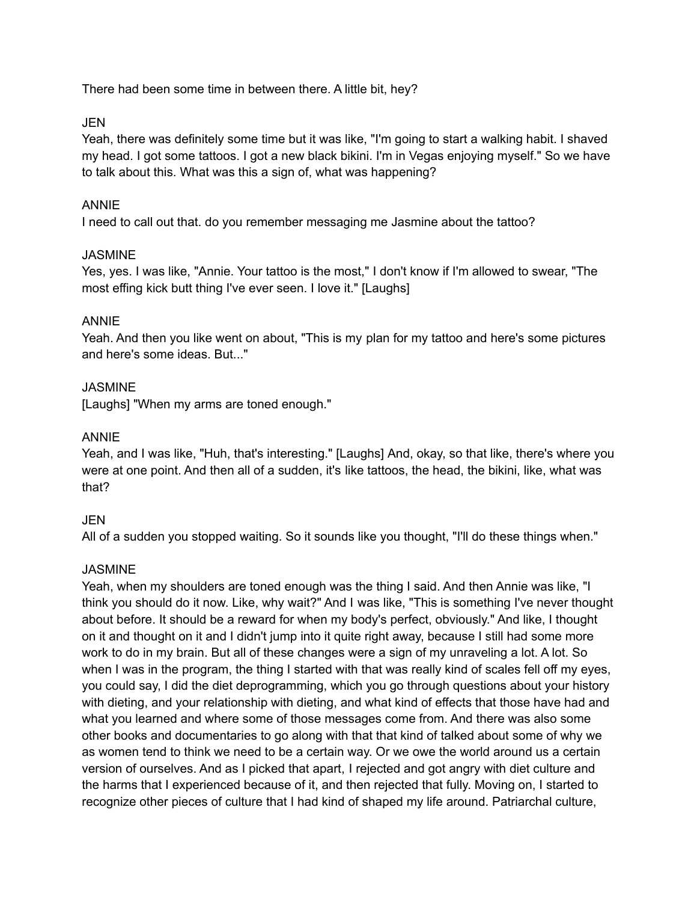There had been some time in between there. A little bit, hey?

JEN
Yeah, there was definitely some time but it was like, "I'm going to start a walking habit. I shaved my head. I got some tattoos. I got a new black bikini. I'm in Vegas enjoying myself." So we have to talk about this. What was this a sign of, what was happening?

ANNIE
I need to call out that. do you remember messaging me Jasmine about the tattoo?

JASMINE
Yes, yes. I was like, "Annie. Your tattoo is the most," I don't know if I'm allowed to swear, "The most effing kick butt thing I've ever seen. I love it." [Laughs]

ANNIE
Yeah. And then you like went on about, "This is my plan for my tattoo and here's some pictures and here's some ideas. But..."

JASMINE
[Laughs] "When my arms are toned enough."

ANNIE
Yeah, and I was like, "Huh, that's interesting." [Laughs] And, okay, so that like, there's where you were at one point. And then all of a sudden, it's like tattoos, the head, the bikini, like, what was that?

JEN
All of a sudden you stopped waiting. So it sounds like you thought, "I'll do these things when."

JASMINE
Yeah, when my shoulders are toned enough was the thing I said. And then Annie was like, "I think you should do it now. Like, why wait?" And I was like, "This is something I've never thought about before. It should be a reward for when my body's perfect, obviously." And like, I thought on it and thought on it and I didn't jump into it quite right away, because I still had some more work to do in my brain. But all of these changes were a sign of my unraveling a lot. A lot. So when I was in the program, the thing I started with that was really kind of scales fell off my eyes, you could say, I did the diet deprogramming, which you go through questions about your history with dieting, and your relationship with dieting, and what kind of effects that those have had and what you learned and where some of those messages come from. And there was also some other books and documentaries to go along with that that kind of talked about some of why we as women tend to think we need to be a certain way. Or we owe the world around us a certain version of ourselves. And as I picked that apart, I rejected and got angry with diet culture and the harms that I experienced because of it, and then rejected that fully. Moving on, I started to recognize other pieces of culture that I had kind of shaped my life around. Patriarchal culture,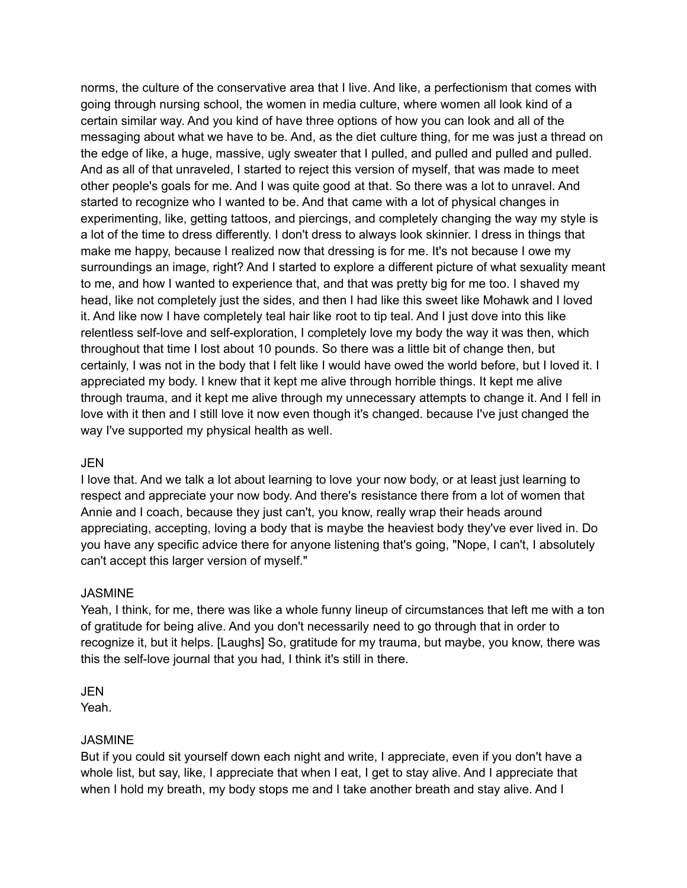norms, the culture of the conservative area that I live. And like, a perfectionism that comes with going through nursing school, the women in media culture, where women all look kind of a certain similar way. And you kind of have three options of how you can look and all of the messaging about what we have to be. And, as the diet culture thing, for me was just a thread on the edge of like, a huge, massive, ugly sweater that I pulled, and pulled and pulled and pulled. And as all of that unraveled, I started to reject this version of myself, that was made to meet other people's goals for me. And I was quite good at that. So there was a lot to unravel. And started to recognize who I wanted to be. And that came with a lot of physical changes in experimenting, like, getting tattoos, and piercings, and completely changing the way my style is a lot of the time to dress differently. I don't dress to always look skinnier. I dress in things that make me happy, because I realized now that dressing is for me. It's not because I owe my surroundings an image, right? And I started to explore a different picture of what sexuality meant to me, and how I wanted to experience that, and that was pretty big for me too. I shaved my head, like not completely just the sides, and then I had like this sweet like Mohawk and I loved it. And like now I have completely teal hair like root to tip teal. And I just dove into this like relentless self-love and self-exploration, I completely love my body the way it was then, which throughout that time I lost about 10 pounds. So there was a little bit of change then, but certainly, I was not in the body that I felt like I would have owed the world before, but I loved it. I appreciated my body. I knew that it kept me alive through horrible things. It kept me alive through trauma, and it kept me alive through my unnecessary attempts to change it. And I fell in love with it then and I still love it now even though it's changed. because I've just changed the way I've supported my physical health as well.

JEN
I love that. And we talk a lot about learning to love your now body, or at least just learning to respect and appreciate your now body. And there's resistance there from a lot of women that Annie and I coach, because they just can't, you know, really wrap their heads around appreciating, accepting, loving a body that is maybe the heaviest body they've ever lived in. Do you have any specific advice there for anyone listening that's going, "Nope, I can't, I absolutely can't accept this larger version of myself."

JASMINE
Yeah, I think, for me, there was like a whole funny lineup of circumstances that left me with a ton of gratitude for being alive. And you don't necessarily need to go through that in order to recognize it, but it helps. [Laughs] So, gratitude for my trauma, but maybe, you know, there was this the self-love journal that you had, I think it's still in there.

JEN
Yeah.

JASMINE
But if you could sit yourself down each night and write, I appreciate, even if you don't have a whole list, but say, like, I appreciate that when I eat, I get to stay alive. And I appreciate that when I hold my breath, my body stops me and I take another breath and stay alive. And I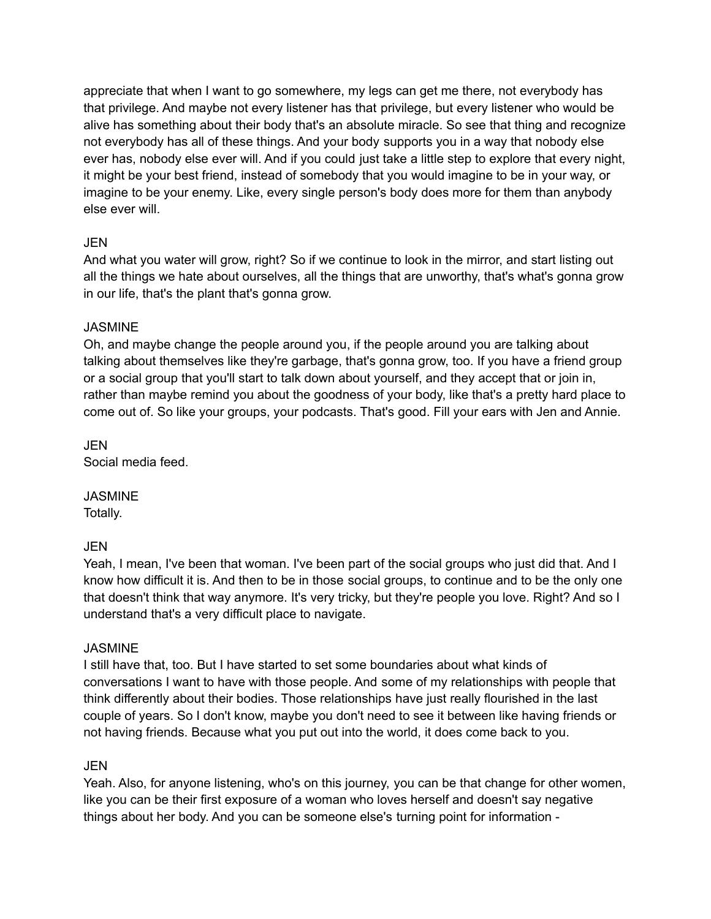appreciate that when I want to go somewhere, my legs can get me there, not everybody has that privilege. And maybe not every listener has that privilege, but every listener who would be alive has something about their body that's an absolute miracle. So see that thing and recognize not everybody has all of these things. And your body supports you in a way that nobody else ever has, nobody else ever will. And if you could just take a little step to explore that every night, it might be your best friend, instead of somebody that you would imagine to be in your way, or imagine to be your enemy. Like, every single person's body does more for them than anybody else ever will.

JEN
And what you water will grow, right? So if we continue to look in the mirror, and start listing out all the things we hate about ourselves, all the things that are unworthy, that's what's gonna grow in our life, that's the plant that's gonna grow.

JASMINE
Oh, and maybe change the people around you, if the people around you are talking about talking about themselves like they're garbage, that's gonna grow, too. If you have a friend group or a social group that you'll start to talk down about yourself, and they accept that or join in, rather than maybe remind you about the goodness of your body, like that's a pretty hard place to come out of. So like your groups, your podcasts. That's good. Fill your ears with Jen and Annie.

JEN
Social media feed.

JASMINE
Totally.

JEN
Yeah, I mean, I've been that woman. I've been part of the social groups who just did that. And I know how difficult it is. And then to be in those social groups, to continue and to be the only one that doesn't think that way anymore. It's very tricky, but they're people you love. Right? And so I understand that's a very difficult place to navigate.

JASMINE
I still have that, too. But I have started to set some boundaries about what kinds of conversations I want to have with those people. And some of my relationships with people that think differently about their bodies. Those relationships have just really flourished in the last couple of years. So I don't know, maybe you don't need to see it between like having friends or not having friends. Because what you put out into the world, it does come back to you.

JEN
Yeah. Also, for anyone listening, who's on this journey, you can be that change for other women, like you can be their first exposure of a woman who loves herself and doesn't say negative things about her body. And you can be someone else's turning point for information -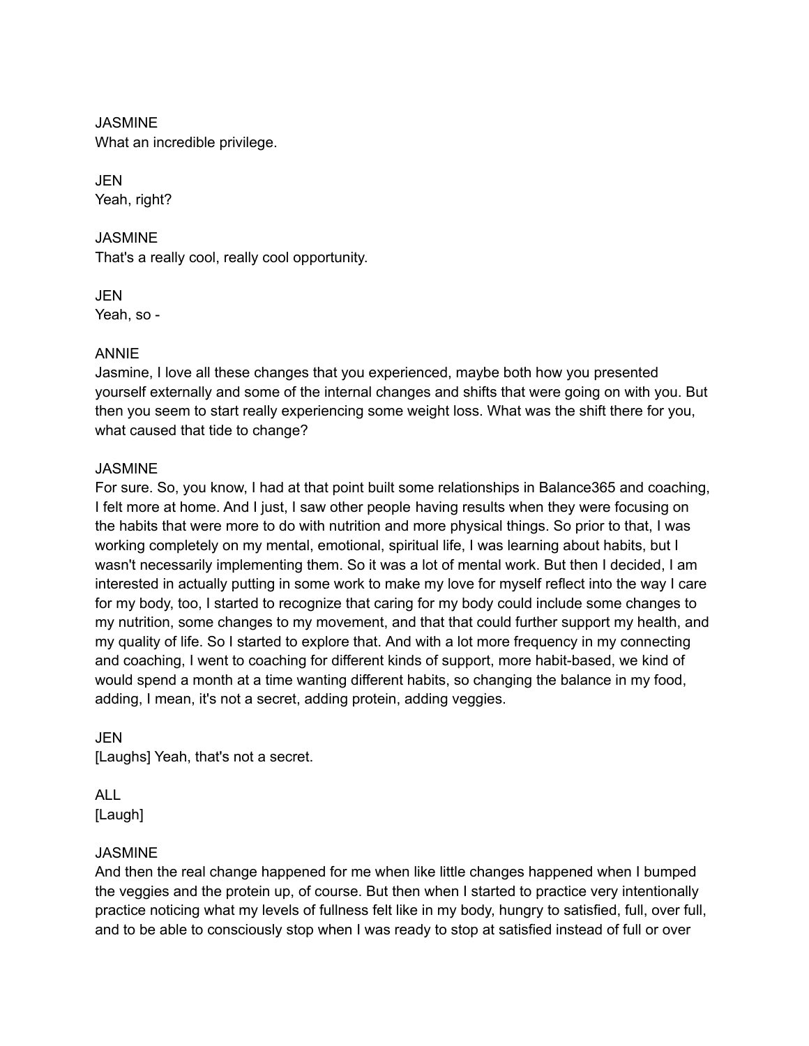JASMINE
What an incredible privilege.

JEN
Yeah, right?

JASMINE
That's a really cool, really cool opportunity.

JEN
Yeah, so -

ANNIE
Jasmine, I love all these changes that you experienced, maybe both how you presented yourself externally and some of the internal changes and shifts that were going on with you. But then you seem to start really experiencing some weight loss. What was the shift there for you, what caused that tide to change?

JASMINE
For sure. So, you know, I had at that point built some relationships in Balance365 and coaching, I felt more at home. And I just, I saw other people having results when they were focusing on the habits that were more to do with nutrition and more physical things. So prior to that, I was working completely on my mental, emotional, spiritual life, I was learning about habits, but I wasn't necessarily implementing them. So it was a lot of mental work. But then I decided, I am interested in actually putting in some work to make my love for myself reflect into the way I care for my body, too, I started to recognize that caring for my body could include some changes to my nutrition, some changes to my movement, and that that could further support my health, and my quality of life. So I started to explore that. And with a lot more frequency in my connecting and coaching, I went to coaching for different kinds of support, more habit-based, we kind of would spend a month at a time wanting different habits, so changing the balance in my food, adding, I mean, it's not a secret, adding protein, adding veggies.

JEN
[Laughs] Yeah, that's not a secret.

ALL
[Laugh]

JASMINE
And then the real change happened for me when like little changes happened when I bumped the veggies and the protein up, of course. But then when I started to practice very intentionally practice noticing what my levels of fullness felt like in my body, hungry to satisfied, full, over full, and to be able to consciously stop when I was ready to stop at satisfied instead of full or over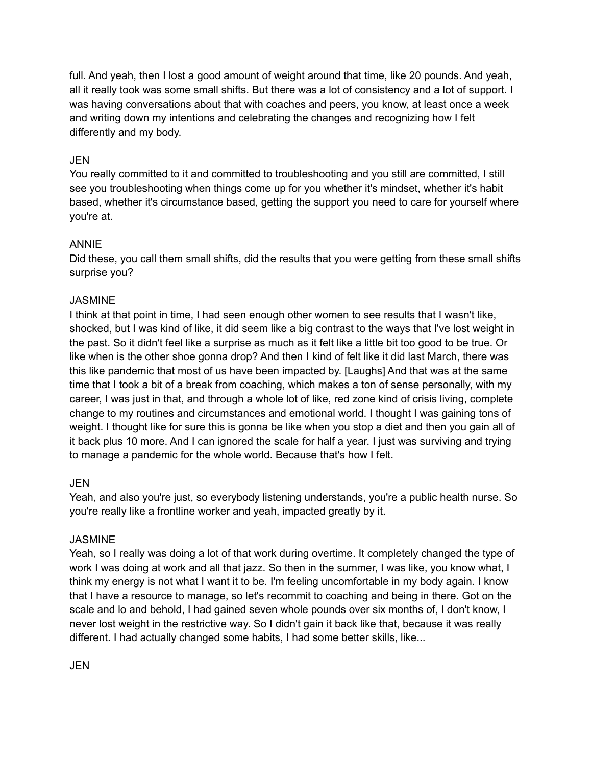full. And yeah, then I lost a good amount of weight around that time, like 20 pounds. And yeah, all it really took was some small shifts. But there was a lot of consistency and a lot of support. I was having conversations about that with coaches and peers, you know, at least once a week and writing down my intentions and celebrating the changes and recognizing how I felt differently and my body.

JEN

You really committed to it and committed to troubleshooting and you still are committed, I still see you troubleshooting when things come up for you whether it's mindset, whether it's habit based, whether it's circumstance based, getting the support you need to care for yourself where you're at.

ANNIE

Did these, you call them small shifts, did the results that you were getting from these small shifts surprise you?

JASMINE

I think at that point in time, I had seen enough other women to see results that I wasn't like, shocked, but I was kind of like, it did seem like a big contrast to the ways that I've lost weight in the past. So it didn't feel like a surprise as much as it felt like a little bit too good to be true. Or like when is the other shoe gonna drop? And then I kind of felt like it did last March, there was this like pandemic that most of us have been impacted by. [Laughs] And that was at the same time that I took a bit of a break from coaching, which makes a ton of sense personally, with my career, I was just in that, and through a whole lot of like, red zone kind of crisis living, complete change to my routines and circumstances and emotional world. I thought I was gaining tons of weight. I thought like for sure this is gonna be like when you stop a diet and then you gain all of it back plus 10 more. And I can ignored the scale for half a year. I just was surviving and trying to manage a pandemic for the whole world. Because that's how I felt.

JEN

Yeah, and also you're just, so everybody listening understands, you're a public health nurse. So you're really like a frontline worker and yeah, impacted greatly by it.

JASMINE

Yeah, so I really was doing a lot of that work during overtime. It completely changed the type of work I was doing at work and all that jazz. So then in the summer, I was like, you know what, I think my energy is not what I want it to be. I'm feeling uncomfortable in my body again. I know that I have a resource to manage, so let's recommit to coaching and being in there. Got on the scale and lo and behold, I had gained seven whole pounds over six months of, I don't know, I never lost weight in the restrictive way. So I didn't gain it back like that, because it was really different. I had actually changed some habits, I had some better skills, like...

JEN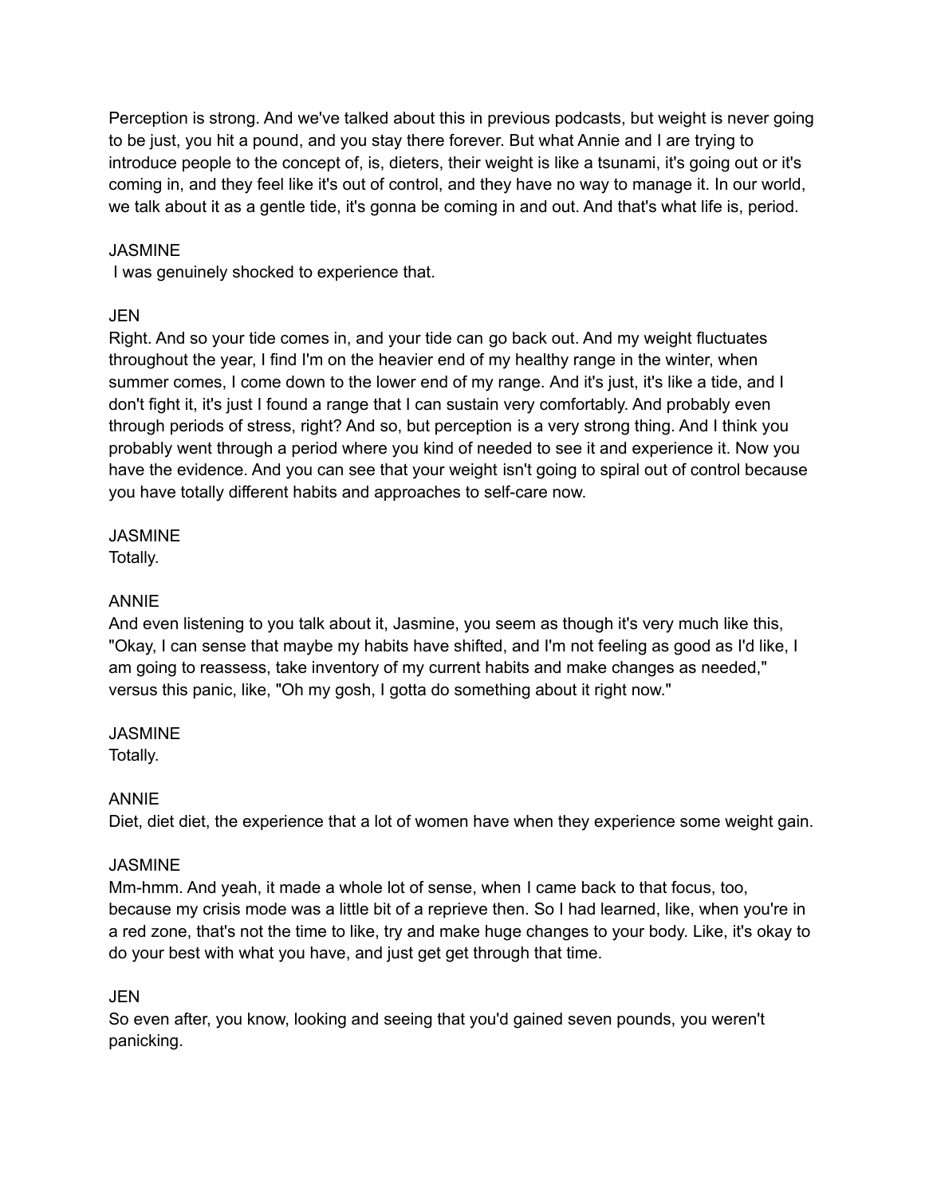Perception is strong. And we've talked about this in previous podcasts, but weight is never going to be just, you hit a pound, and you stay there forever. But what Annie and I are trying to introduce people to the concept of, is, dieters, their weight is like a tsunami, it's going out or it's coming in, and they feel like it's out of control, and they have no way to manage it. In our world, we talk about it as a gentle tide, it's gonna be coming in and out. And that's what life is, period.

JASMINE
I was genuinely shocked to experience that.

JEN
Right. And so your tide comes in, and your tide can go back out. And my weight fluctuates throughout the year, I find I'm on the heavier end of my healthy range in the winter, when summer comes, I come down to the lower end of my range. And it's just, it's like a tide, and I don't fight it, it's just I found a range that I can sustain very comfortably. And probably even through periods of stress, right? And so, but perception is a very strong thing. And I think you probably went through a period where you kind of needed to see it and experience it. Now you have the evidence. And you can see that your weight isn't going to spiral out of control because you have totally different habits and approaches to self-care now.

JASMINE
Totally.

ANNIE
And even listening to you talk about it, Jasmine, you seem as though it's very much like this, "Okay, I can sense that maybe my habits have shifted, and I'm not feeling as good as I'd like, I am going to reassess, take inventory of my current habits and make changes as needed," versus this panic, like, "Oh my gosh, I gotta do something about it right now."

JASMINE
Totally.

ANNIE
Diet, diet diet, the experience that a lot of women have when they experience some weight gain.

JASMINE
Mm-hmm. And yeah, it made a whole lot of sense, when I came back to that focus, too, because my crisis mode was a little bit of a reprieve then. So I had learned, like, when you're in a red zone, that's not the time to like, try and make huge changes to your body. Like, it's okay to do your best with what you have, and just get get through that time.

JEN
So even after, you know, looking and seeing that you'd gained seven pounds, you weren't panicking.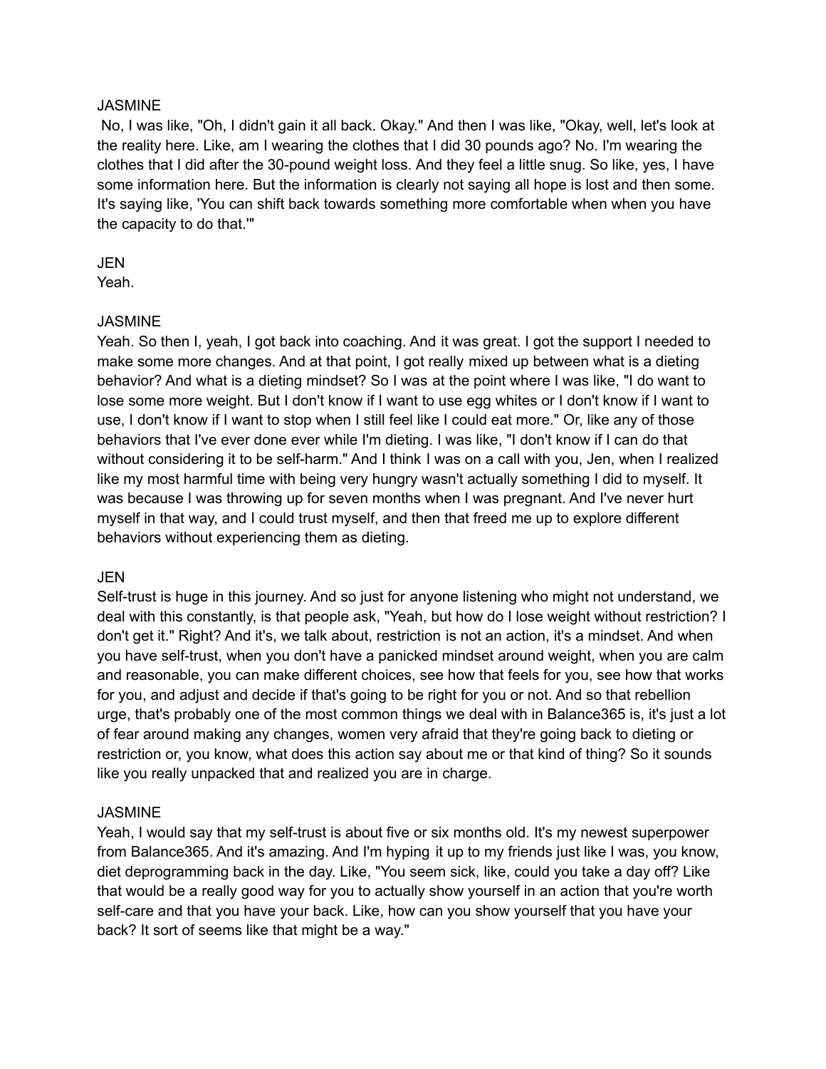JASMINE

No, I was like, "Oh, I didn't gain it all back. Okay." And then I was like, "Okay, well, let's look at the reality here. Like, am I wearing the clothes that I did 30 pounds ago? No. I'm wearing the clothes that I did after the 30-pound weight loss. And they feel a little snug. So like, yes, I have some information here. But the information is clearly not saying all hope is lost and then some. It's saying like, 'You can shift back towards something more comfortable when when you have the capacity to do that.'"

JEN

Yeah.

JASMINE

Yeah. So then I, yeah, I got back into coaching. And it was great. I got the support I needed to make some more changes. And at that point, I got really mixed up between what is a dieting behavior? And what is a dieting mindset? So I was at the point where I was like, "I do want to lose some more weight. But I don't know if I want to use egg whites or I don't know if I want to use, I don't know if I want to stop when I still feel like I could eat more." Or, like any of those behaviors that I've ever done ever while I'm dieting. I was like, "I don't know if I can do that without considering it to be self-harm." And I think I was on a call with you, Jen, when I realized like my most harmful time with being very hungry wasn't actually something I did to myself. It was because I was throwing up for seven months when I was pregnant. And I've never hurt myself in that way, and I could trust myself, and then that freed me up to explore different behaviors without experiencing them as dieting.

JEN

Self-trust is huge in this journey. And so just for anyone listening who might not understand, we deal with this constantly, is that people ask, "Yeah, but how do I lose weight without restriction? I don't get it." Right? And it's, we talk about, restriction is not an action, it's a mindset. And when you have self-trust, when you don't have a panicked mindset around weight, when you are calm and reasonable, you can make different choices, see how that feels for you, see how that works for you, and adjust and decide if that's going to be right for you or not. And so that rebellion urge, that's probably one of the most common things we deal with in Balance365 is, it's just a lot of fear around making any changes, women very afraid that they're going back to dieting or restriction or, you know, what does this action say about me or that kind of thing? So it sounds like you really unpacked that and realized you are in charge.

JASMINE

Yeah, I would say that my self-trust is about five or six months old. It's my newest superpower from Balance365. And it's amazing. And I'm hyping it up to my friends just like I was, you know, diet deprogramming back in the day. Like, "You seem sick, like, could you take a day off? Like that would be a really good way for you to actually show yourself in an action that you're worth self-care and that you have your back. Like, how can you show yourself that you have your back? It sort of seems like that might be a way."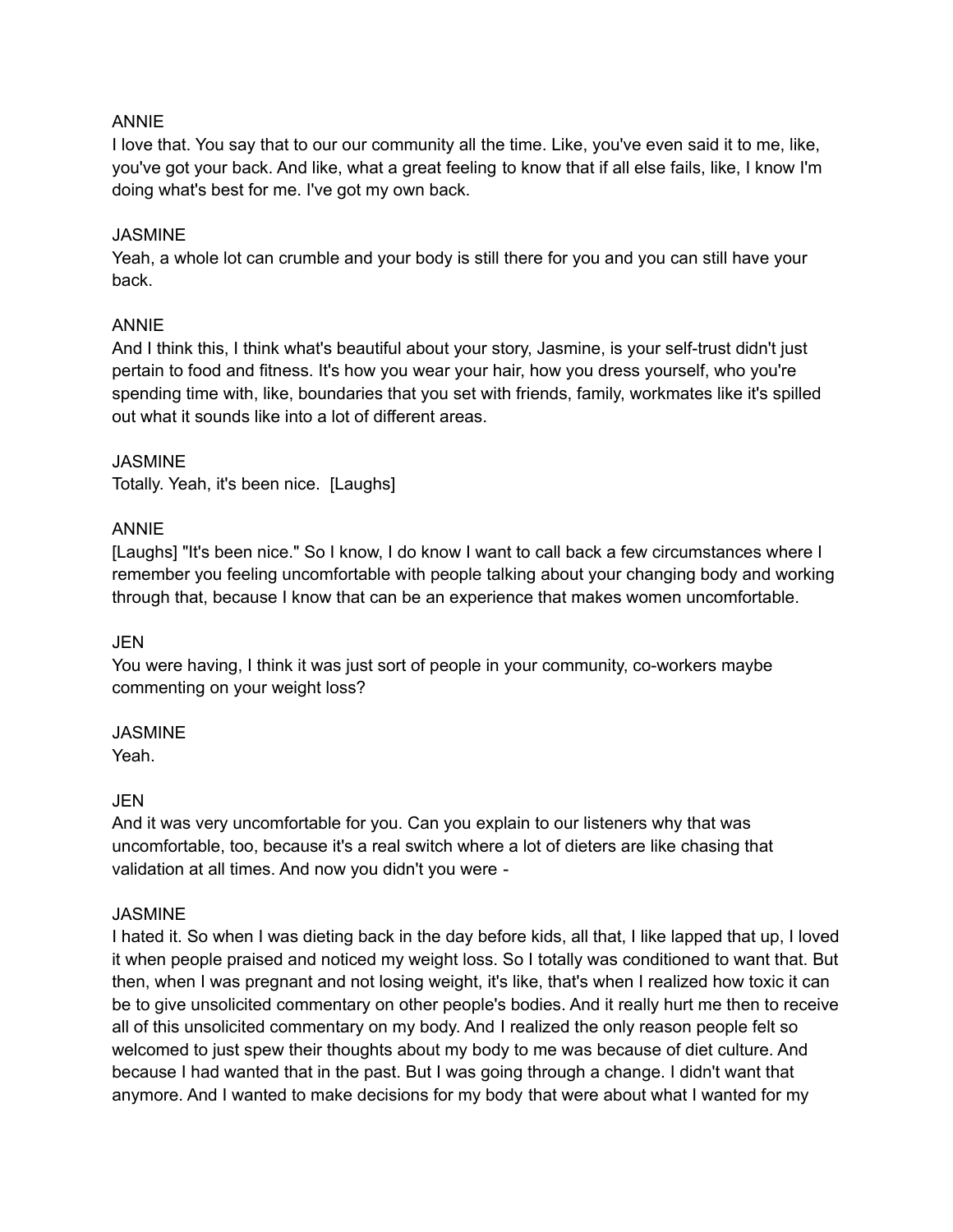ANNIE
I love that. You say that to our our community all the time. Like, you've even said it to me, like, you've got your back. And like, what a great feeling to know that if all else fails, like, I know I'm doing what's best for me. I've got my own back.

JASMINE
Yeah, a whole lot can crumble and your body is still there for you and you can still have your back.

ANNIE
And I think this, I think what's beautiful about your story, Jasmine, is your self-trust didn't just pertain to food and fitness. It's how you wear your hair, how you dress yourself, who you're spending time with, like, boundaries that you set with friends, family, workmates like it's spilled out what it sounds like into a lot of different areas.

JASMINE
Totally. Yeah, it's been nice. [Laughs]

ANNIE
[Laughs] "It's been nice." So I know, I do know I want to call back a few circumstances where I remember you feeling uncomfortable with people talking about your changing body and working through that, because I know that can be an experience that makes women uncomfortable.

JEN
You were having, I think it was just sort of people in your community, co-workers maybe commenting on your weight loss?

JASMINE
Yeah.

JEN
And it was very uncomfortable for you. Can you explain to our listeners why that was uncomfortable, too, because it's a real switch where a lot of dieters are like chasing that validation at all times. And now you didn't you were -

JASMINE
I hated it. So when I was dieting back in the day before kids, all that, I like lapped that up, I loved it when people praised and noticed my weight loss. So I totally was conditioned to want that. But then, when I was pregnant and not losing weight, it's like, that's when I realized how toxic it can be to give unsolicited commentary on other people's bodies. And it really hurt me then to receive all of this unsolicited commentary on my body. And I realized the only reason people felt so welcomed to just spew their thoughts about my body to me was because of diet culture. And because I had wanted that in the past. But I was going through a change. I didn't want that anymore. And I wanted to make decisions for my body that were about what I wanted for my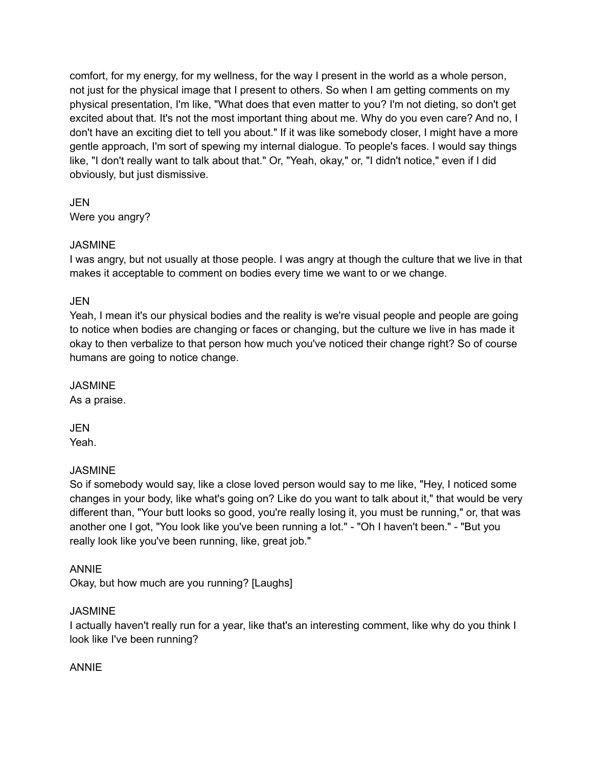comfort, for my energy, for my wellness, for the way I present in the world as a whole person, not just for the physical image that I present to others. So when I am getting comments on my physical presentation, I'm like, "What does that even matter to you? I'm not dieting, so don't get excited about that. It's not the most important thing about me. Why do you even care? And no, I don't have an exciting diet to tell you about." If it was like somebody closer, I might have a more gentle approach, I'm sort of spewing my internal dialogue. To people's faces. I would say things like, "I don't really want to talk about that." Or, "Yeah, okay," or, "I didn't notice," even if I did obviously, but just dismissive.

JEN
Were you angry?

JASMINE
I was angry, but not usually at those people. I was angry at though the culture that we live in that makes it acceptable to comment on bodies every time we want to or we change.

JEN
Yeah, I mean it's our physical bodies and the reality is we're visual people and people are going to notice when bodies are changing or faces or changing, but the culture we live in has made it okay to then verbalize to that person how much you've noticed their change right? So of course humans are going to notice change.

JASMINE
As a praise.

JEN
Yeah.

JASMINE
So if somebody would say, like a close loved person would say to me like, "Hey, I noticed some changes in your body, like what's going on? Like do you want to talk about it," that would be very different than, "Your butt looks so good, you're really losing it, you must be running," or, that was another one I got, "You look like you've been running a lot." - "Oh I haven't been." - "But you really look like you've been running, like, great job."

ANNIE
Okay, but how much are you running? [Laughs]

JASMINE
I actually haven't really run for a year, like that's an interesting comment, like why do you think I look like I've been running?

ANNIE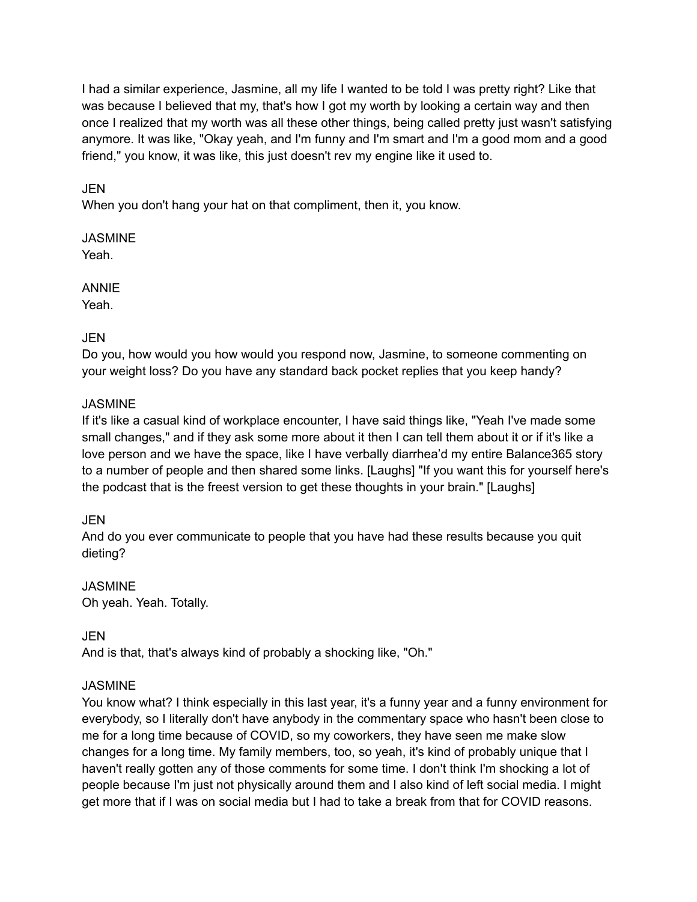I had a similar experience, Jasmine, all my life I wanted to be told I was pretty right? Like that was because I believed that my, that's how I got my worth by looking a certain way and then once I realized that my worth was all these other things, being called pretty just wasn't satisfying anymore. It was like, "Okay yeah, and I'm funny and I'm smart and I'm a good mom and a good friend," you know, it was like, this just doesn't rev my engine like it used to.

JEN
When you don't hang your hat on that compliment, then it, you know.

JASMINE
Yeah.

ANNIE
Yeah.

JEN
Do you, how would you how would you respond now, Jasmine, to someone commenting on your weight loss? Do you have any standard back pocket replies that you keep handy?

JASMINE
If it's like a casual kind of workplace encounter, I have said things like, "Yeah I've made some small changes," and if they ask some more about it then I can tell them about it or if it's like a love person and we have the space, like I have verbally diarrhea'd my entire Balance365 story to a number of people and then shared some links. [Laughs] "If you want this for yourself here's the podcast that is the freest version to get these thoughts in your brain." [Laughs]

JEN
And do you ever communicate to people that you have had these results because you quit dieting?

JASMINE
Oh yeah. Yeah. Totally.

JEN
And is that, that's always kind of probably a shocking like, "Oh."

JASMINE
You know what? I think especially in this last year, it's a funny year and a funny environment for everybody, so I literally don't have anybody in the commentary space who hasn't been close to me for a long time because of COVID, so my coworkers, they have seen me make slow changes for a long time. My family members, too, so yeah, it's kind of probably unique that I haven't really gotten any of those comments for some time. I don't think I'm shocking a lot of people because I'm just not physically around them and I also kind of left social media. I might get more that if I was on social media but I had to take a break from that for COVID reasons.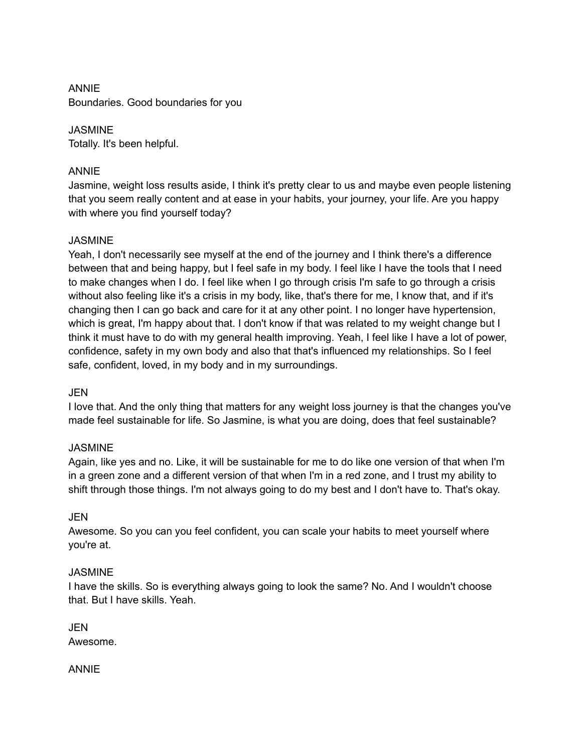ANNIE
Boundaries. Good boundaries for you

JASMINE
Totally. It's been helpful.

ANNIE
Jasmine, weight loss results aside, I think it's pretty clear to us and maybe even people listening that you seem really content and at ease in your habits, your journey, your life. Are you happy with where you find yourself today?

JASMINE
Yeah, I don't necessarily see myself at the end of the journey and I think there's a difference between that and being happy, but I feel safe in my body. I feel like I have the tools that I need to make changes when I do. I feel like when I go through crisis I'm safe to go through a crisis without also feeling like it's a crisis in my body, like, that's there for me, I know that, and if it's changing then I can go back and care for it at any other point. I no longer have hypertension, which is great, I'm happy about that. I don't know if that was related to my weight change but I think it must have to do with my general health improving. Yeah, I feel like I have a lot of power, confidence, safety in my own body and also that that's influenced my relationships. So I feel safe, confident, loved, in my body and in my surroundings.

JEN
I love that. And the only thing that matters for any weight loss journey is that the changes you've made feel sustainable for life. So Jasmine, is what you are doing, does that feel sustainable?

JASMINE
Again, like yes and no. Like, it will be sustainable for me to do like one version of that when I'm in a green zone and a different version of that when I'm in a red zone, and I trust my ability to shift through those things. I'm not always going to do my best and I don't have to. That's okay.

JEN
Awesome. So you can you feel confident, you can scale your habits to meet yourself where you're at.

JASMINE
I have the skills. So is everything always going to look the same? No. And I wouldn't choose that. But I have skills. Yeah.

JEN
Awesome.

ANNIE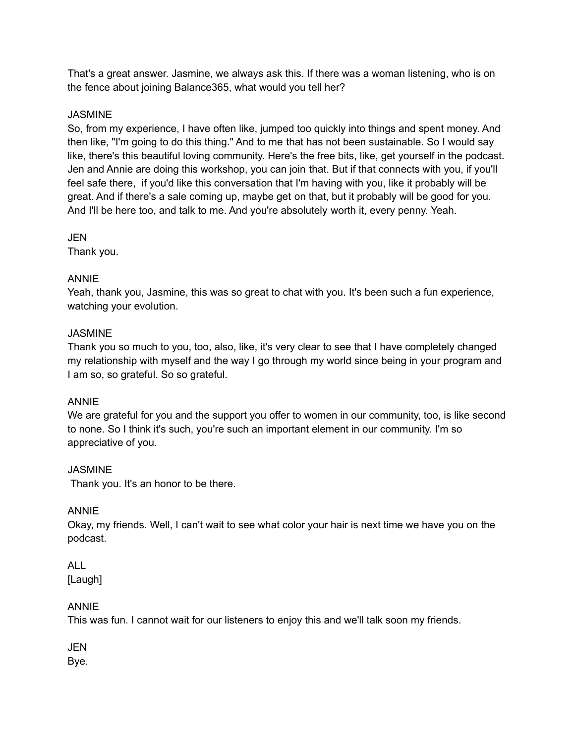That's a great answer. Jasmine, we always ask this. If there was a woman listening, who is on the fence about joining Balance365, what would you tell her?

JASMINE
So, from my experience, I have often like, jumped too quickly into things and spent money. And then like, "I'm going to do this thing." And to me that has not been sustainable. So I would say like, there's this beautiful loving community. Here's the free bits, like, get yourself in the podcast. Jen and Annie are doing this workshop, you can join that. But if that connects with you, if you'll feel safe there,  if you'd like this conversation that I'm having with you, like it probably will be great. And if there's a sale coming up, maybe get on that, but it probably will be good for you. And I'll be here too, and talk to me. And you're absolutely worth it, every penny. Yeah.

JEN
Thank you.

ANNIE
Yeah, thank you, Jasmine, this was so great to chat with you. It's been such a fun experience, watching your evolution.

JASMINE
Thank you so much to you, too, also, like, it's very clear to see that I have completely changed my relationship with myself and the way I go through my world since being in your program and I am so, so grateful. So so grateful.

ANNIE
We are grateful for you and the support you offer to women in our community, too, is like second to none. So I think it's such, you're such an important element in our community. I'm so appreciative of you.

JASMINE
Thank you. It's an honor to be there.

ANNIE
Okay, my friends. Well, I can't wait to see what color your hair is next time we have you on the podcast.

ALL
[Laugh]

ANNIE
This was fun. I cannot wait for our listeners to enjoy this and we'll talk soon my friends.

JEN
Bye.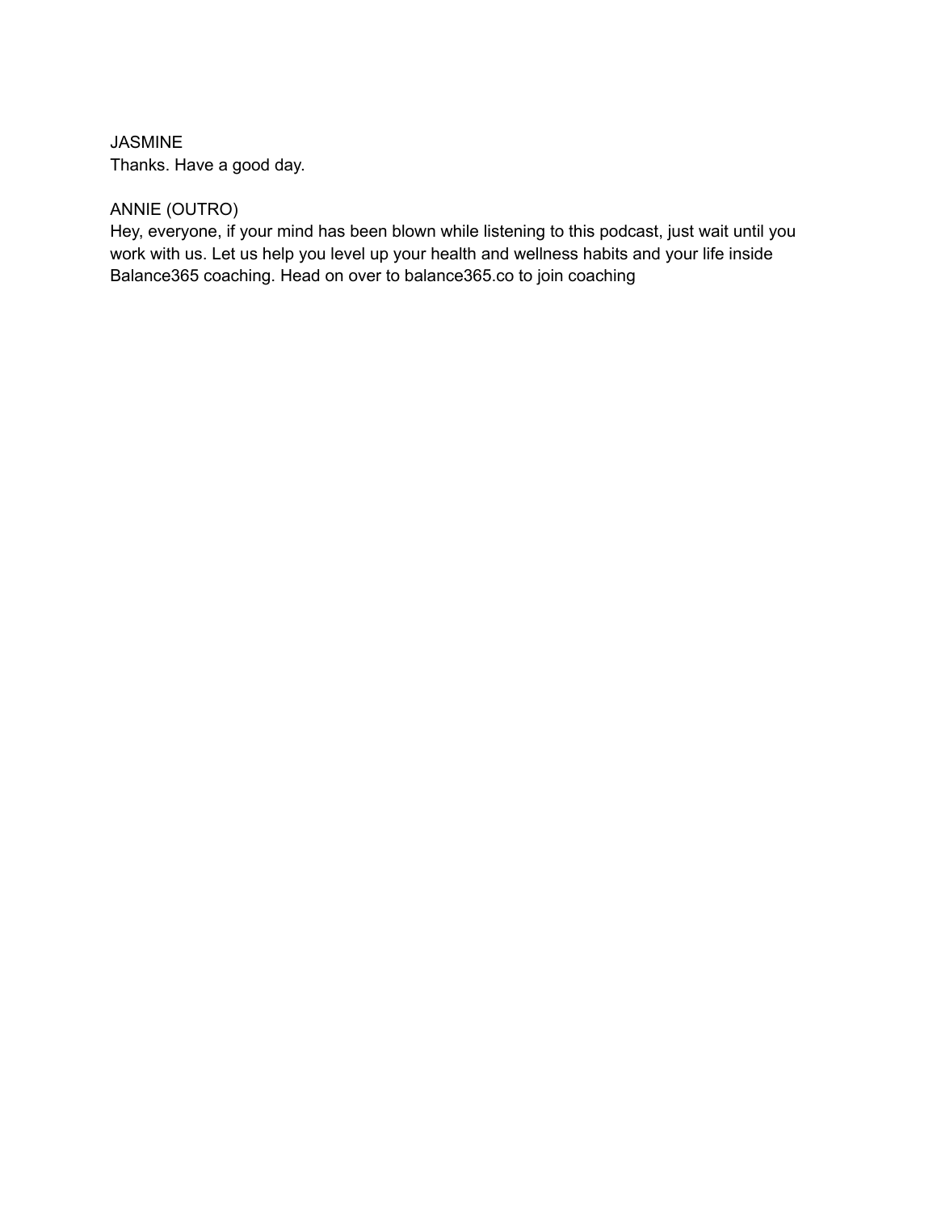JASMINE
Thanks. Have a good day.

ANNIE (OUTRO)
Hey, everyone, if your mind has been blown while listening to this podcast, just wait until you work with us. Let us help you level up your health and wellness habits and your life inside Balance365 coaching. Head on over to balance365.co to join coaching